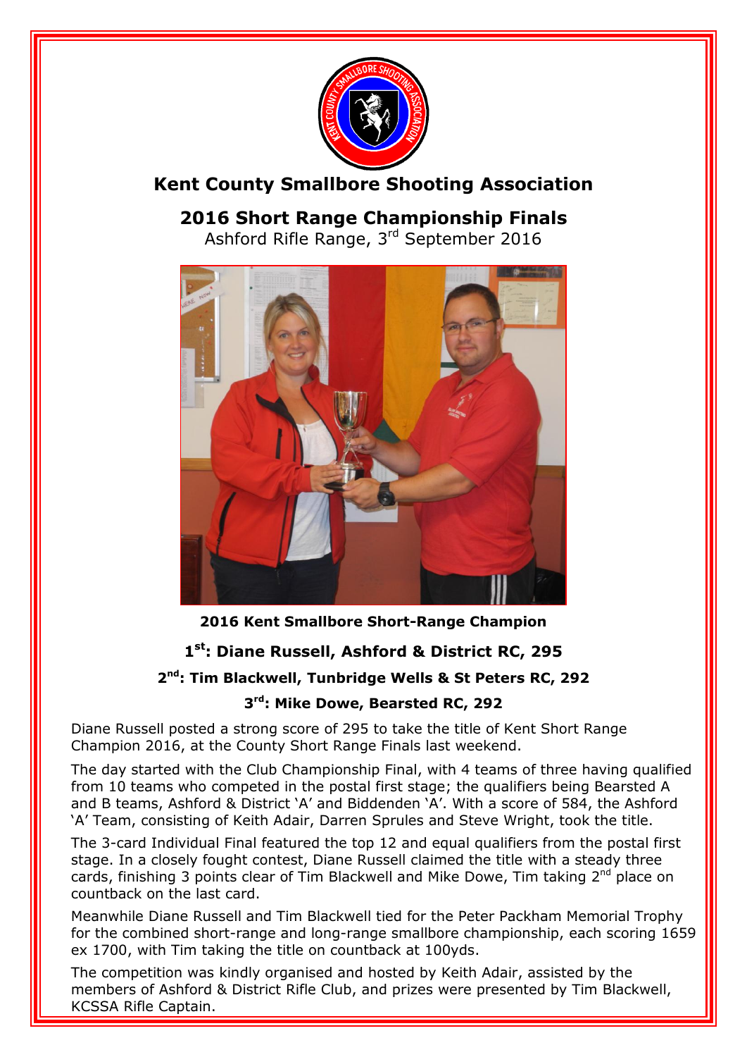# Kent County Smallbore Shooting Association

## 2016 Short Range Championship Finals

Ashford Rifle Range, 3rd September 2016

**2016 Kent Smallbore Short-Range Champion**

**1st: Diane Russell, Ashford & District RC, 295**

**2nd: Tim Blackwell, Tunbridge Wells & St Peters RC, 292**

**3rd: Mike Dowe, Bearsted RC, 292**

Diane Russell posted a strong score of 295 to take the title of Kent Short Range Champion 2016, at the County Short Range Finals last weekend.

The day started with the Club Championship Final, with 4 teams of three having qualified from 10 teams who competed in the postal first stage; the qualifiers being Bearsted A and B teams, Ashford & District 'A' and Biddenden 'A'. With a score of 584, the Ashford 'A' Team, consisting of Keith Adair, Darren Sprules and Steve Wright, took the title.

The 3-card Individual Final featured the top 12 and equal qualifiers from the postal first stage. In a closely fought contest, Diane Russell claimed the title with a steady three cards, finishing 3 points clear of Tim Blackwell and Mike Dowe, Tim taking 2nd place on countback on the last card.

Meanwhile Diane Russell and Tim Blackwell tied for the Peter Packham Memorial Trophy for the combined short-range and long-range smallbore championship, each scoring 1659 ex 1700, with Tim taking the title on countback at 100yds.

The competition was kindly organised and hosted by Keith Adair, assisted by the members of Ashford & District Rifle Club, and prizes were presented by Tim Blackwell, KCSSA Rifle Captain.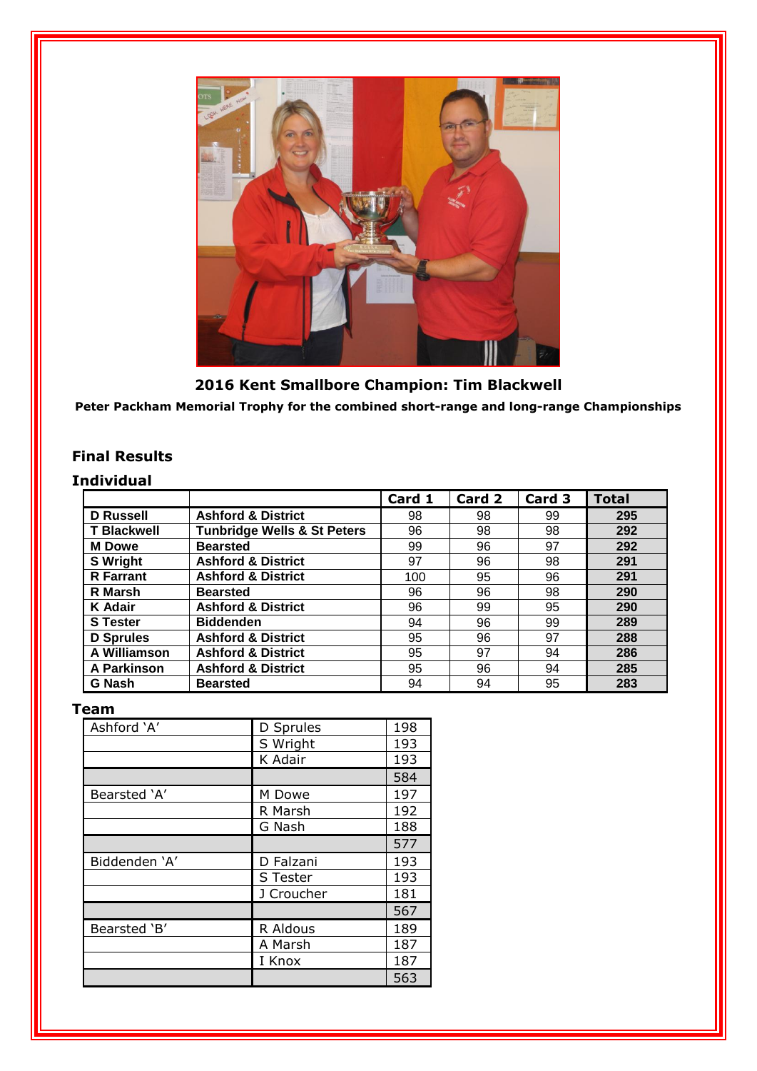**2016 Kent Smallbore Champion: Tim Blackwell**

**Peter Packham Memorial Trophy for the combined short-range and long-range Championships**

## Final Results

### Individual

| | | Card 1 | Card 2 | Card 3 | Total |
|---|---|---|---|---|---|
| **D Russell** | **Ashford & District** | 98 | 98 | 99 | **295** |
| **T Blackwell** | **Tunbridge Wells & St Peters** | 96 | 98 | 98 | **292** |
| **M Dowe** | **Bearsted** | 99 | 96 | 97 | **292** |
| **S Wright** | **Ashford & District** | 97 | 96 | 98 | **291** |
| **R Farrant** | **Ashford & District** | 100 | 95 | 96 | **291** |
| **R Marsh** | **Bearsted** | 96 | 96 | 98 | **290** |
| **K Adair** | **Ashford & District** | 96 | 99 | 95 | **290** |
| **S Tester** | **Biddenden** | 94 | 96 | 99 | **289** |
| **D Sprules** | **Ashford & District** | 95 | 96 | 97 | **288** |
| **A Williamson** | **Ashford & District** | 95 | 97 | 94 | **286** |
| **A Parkinson** | **Ashford & District** | 95 | 96 | 94 | **285** |
| **G Nash** | **Bearsted** | 94 | 94 | 95 | **283** |

### Team

| | | |
|---|---|---|
| Ashford 'A' | D Sprules | 198 |
| | S Wright | 193 |
| | K Adair | 193 |
| | | 584 |
| Bearsted 'A' | M Dowe | 197 |
| | R Marsh | 192 |
| | G Nash | 188 |
| | | 577 |
| Biddenden 'A' | D Falzani | 193 |
| | S Tester | 193 |
| | J Croucher | 181 |
| | | 567 |
| Bearsted 'B' | R Aldous | 189 |
| | A Marsh | 187 |
| | I Knox | 187 |
| | | 563 |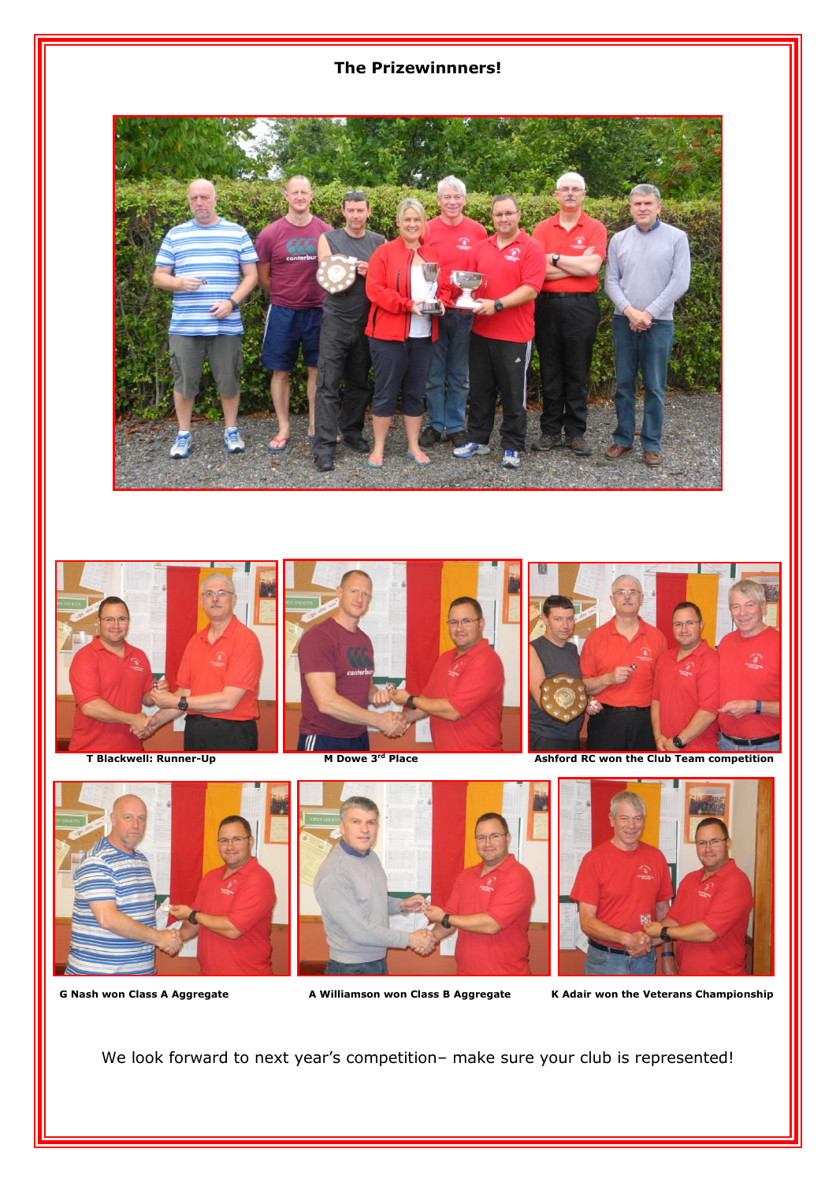## The Prizewinnners!

T Blackwell: Runner-Up

M Dowe 3rd Place

Ashford RC won the Club Team competition

G Nash won Class A Aggregate

A Williamson won Class B Aggregate

K Adair won the Veterans Championship

We look forward to next year's competition– make sure your club is represented!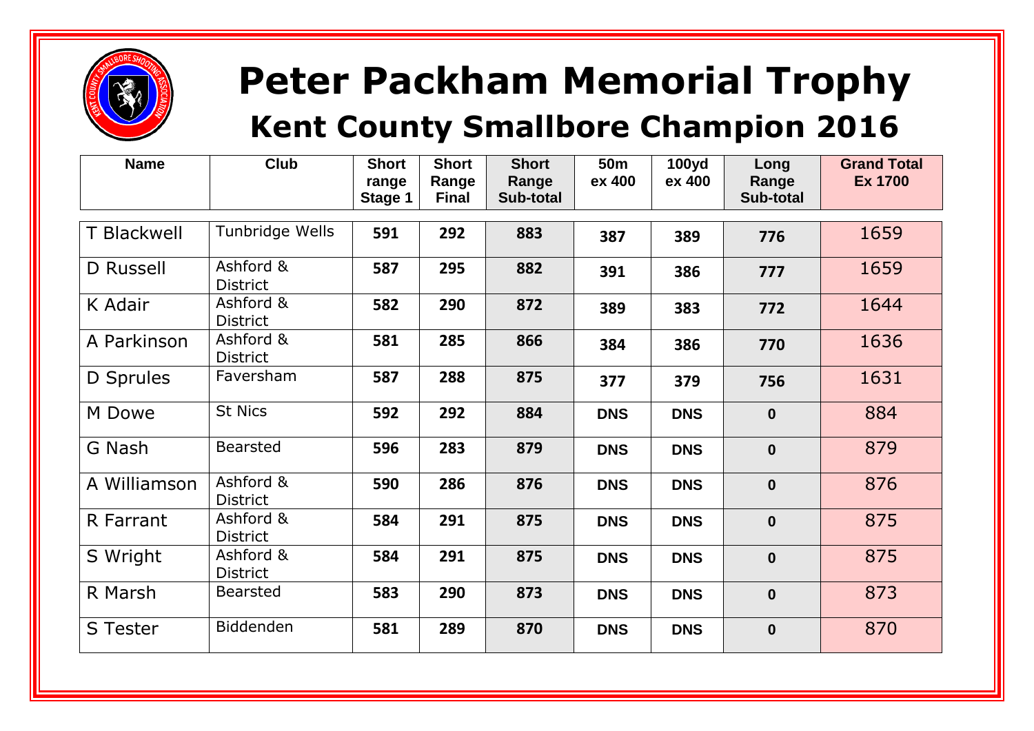# Peter Packham Memorial Trophy

## Kent County Smallbore Champion 2016

| Name | Club | Short range Stage 1 | Short Range Final | Short Range Sub-total | 50m ex 400 | 100yd ex 400 | Long Range Sub-total | Grand Total Ex 1700 |
|---|---|---|---|---|---|---|---|---|
| T Blackwell | Tunbridge Wells | 591 | 292 | 883 | 387 | 389 | 776 | 1659 |
| D Russell | Ashford & District | 587 | 295 | 882 | 391 | 386 | 777 | 1659 |
| K Adair | Ashford & District | 582 | 290 | 872 | 389 | 383 | 772 | 1644 |
| A Parkinson | Ashford & District | 581 | 285 | 866 | 384 | 386 | 770 | 1636 |
| D Sprules | Faversham | 587 | 288 | 875 | 377 | 379 | 756 | 1631 |
| M Dowe | St Nics | 592 | 292 | 884 | DNS | DNS | 0 | 884 |
| G Nash | Bearsted | 596 | 283 | 879 | DNS | DNS | 0 | 879 |
| A Williamson | Ashford & District | 590 | 286 | 876 | DNS | DNS | 0 | 876 |
| R Farrant | Ashford & District | 584 | 291 | 875 | DNS | DNS | 0 | 875 |
| S Wright | Ashford & District | 584 | 291 | 875 | DNS | DNS | 0 | 875 |
| R Marsh | Bearsted | 583 | 290 | 873 | DNS | DNS | 0 | 873 |
| S Tester | Biddenden | 581 | 289 | 870 | DNS | DNS | 0 | 870 |